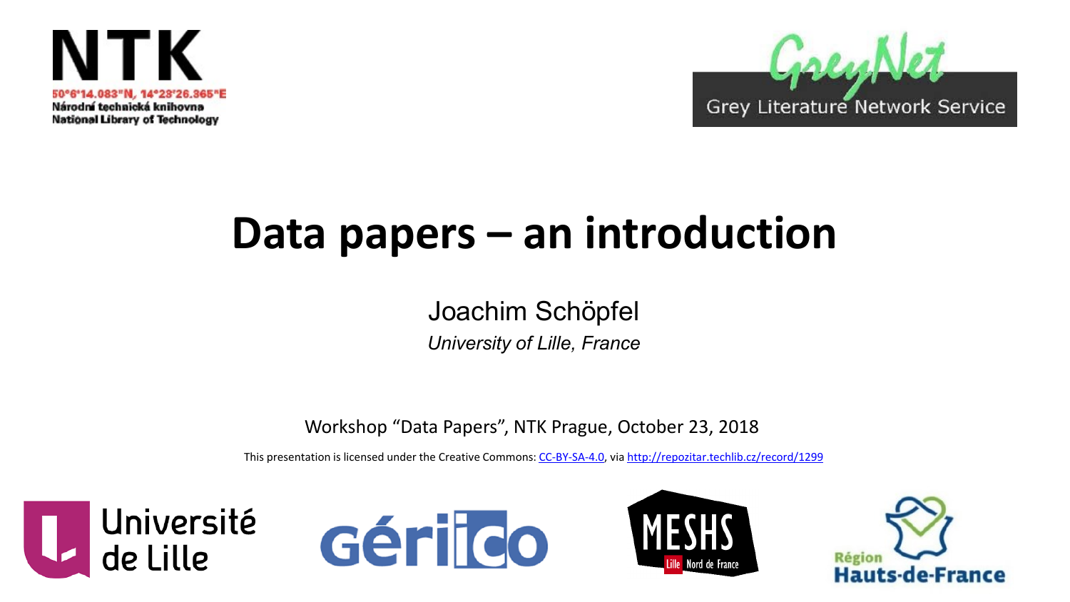NTK

50°6'14.083"N, 14°23'26.365"E

Národní technická knihovna

National Library of Technology

GreyNet

Grey Literature Network Service

# Data papers – an introduction

Joachim Schöpfel

*University of Lille, France*

Workshop "Data Papers", NTK Prague, October 23, 2018

This presentation is licensed under the Creative Commons: [CC-BY-SA-4.0](CC-BY-SA-4.0), via [http://repozitar.techlib.cz/record/1299](http://repozitar.techlib.cz/record/1299)

Université de Lille

Gériico

MESHS Lille Nord de France

Région Hauts-de-France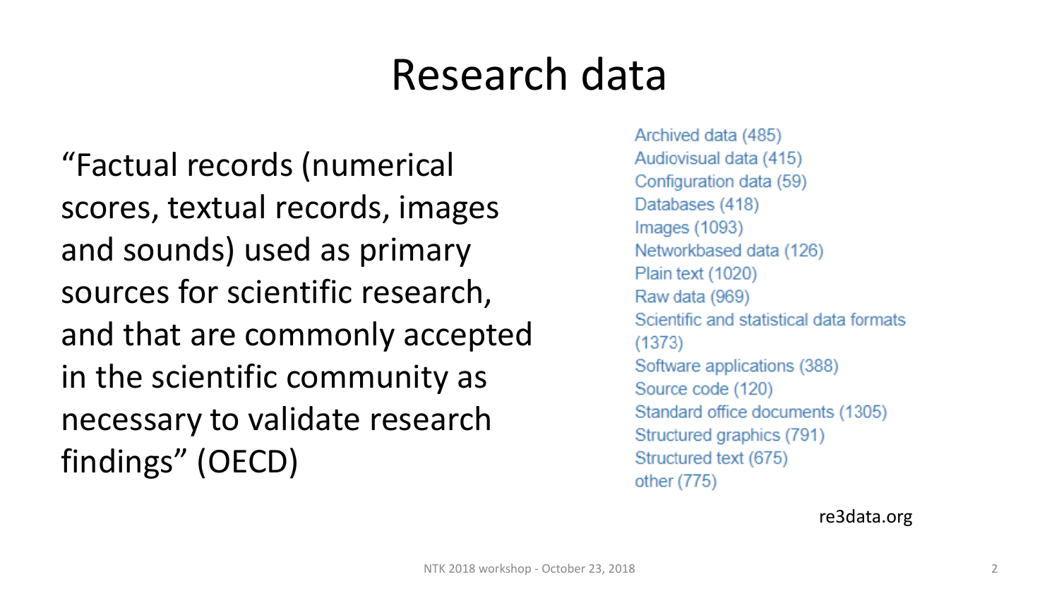# Research data

"Factual records (numerical scores, textual records, images and sounds) used as primary sources for scientific research, and that are commonly accepted in the scientific community as necessary to validate research findings" (OECD)

- Archived data (485)
- Audiovisual data (415)
- Configuration data (59)
- Databases (418)
- Images (1093)
- Networkbased data (126)
- Plain text (1020)
- Raw data (969)
- Scientific and statistical data formats (1373)
- Software applications (388)
- Source code (120)
- Standard office documents (1305)
- Structured graphics (791)
- Structured text (675)
- other (775)

re3data.org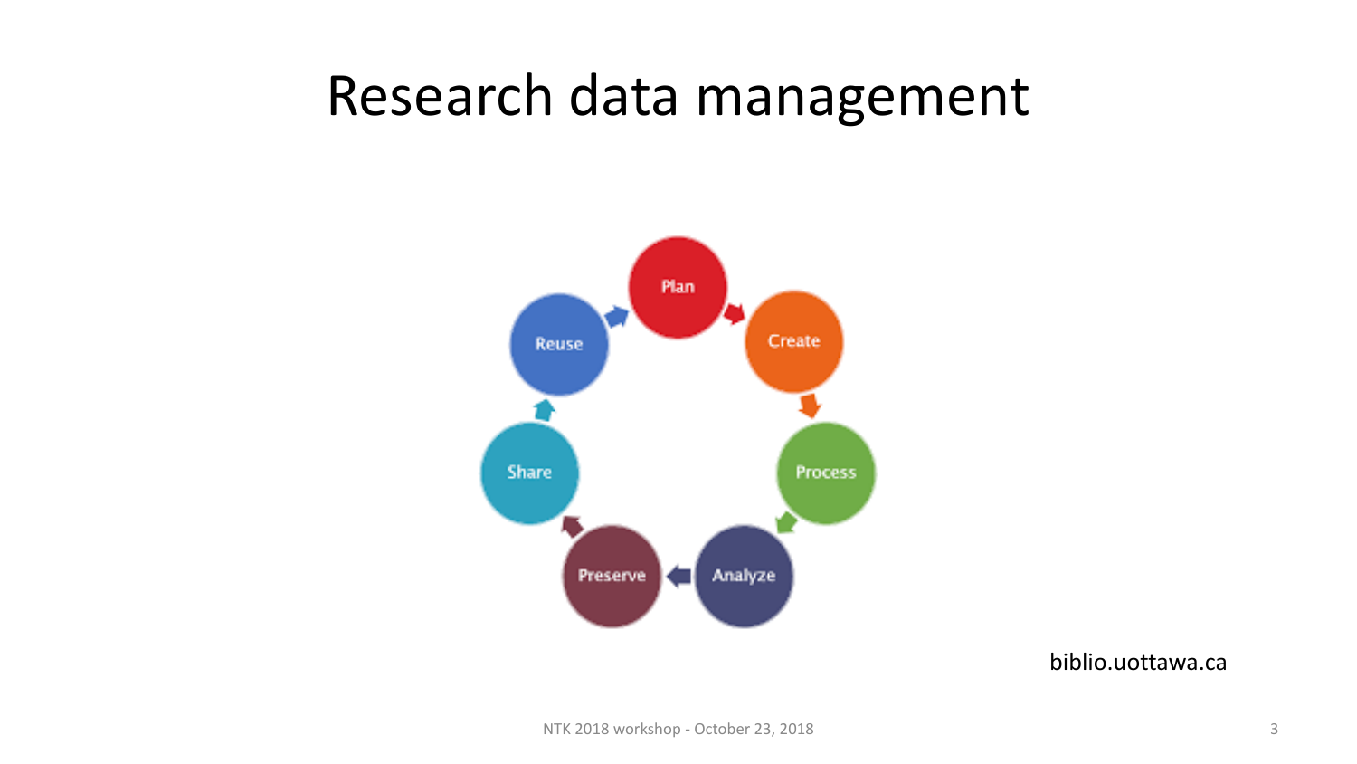# Research data management

Plan → Create → Process → Analyze → Preserve → Share → Reuse

biblio.uottawa.ca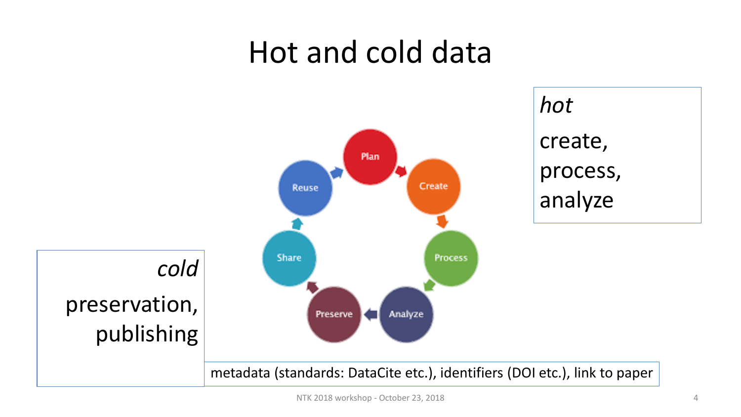# Hot and cold data

*hot*

create, process, analyze

Plan → Create → Process → Analyze → Preserve → Share → Reuse

*cold*

preservation, publishing

metadata (standards: DataCite etc.), identifiers (DOI etc.), link to paper

NTK 2018 workshop - October 23, 2018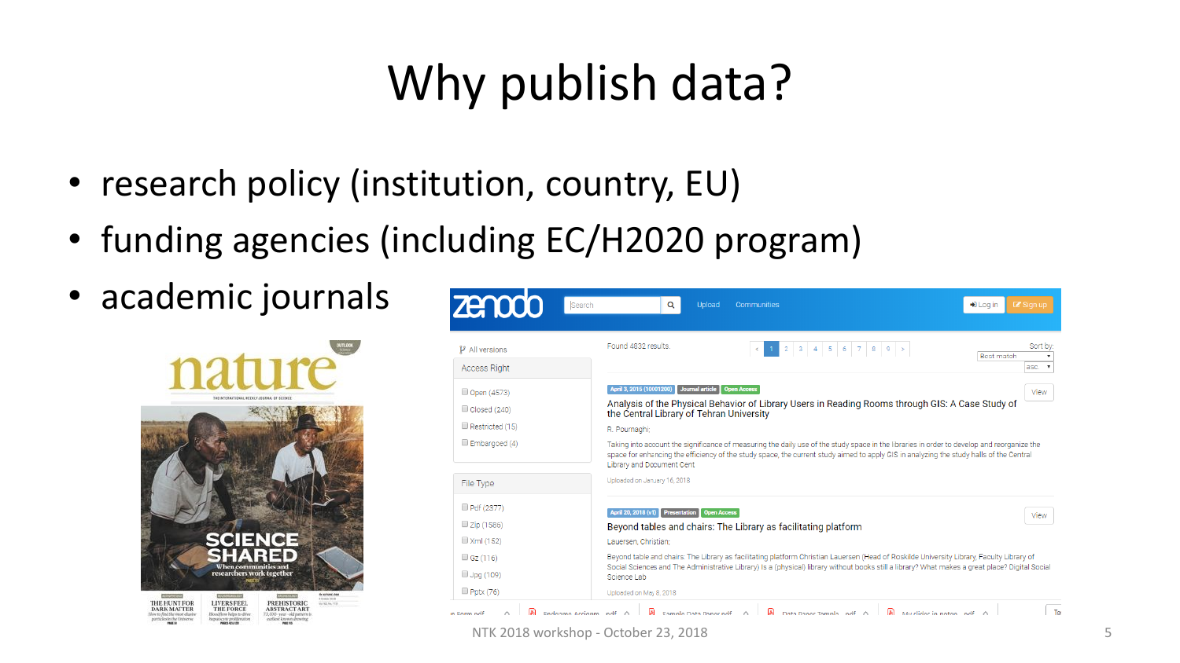# Why publish data?

- research policy (institution, country, EU)
- funding agencies (including EC/H2020 program)
- academic journals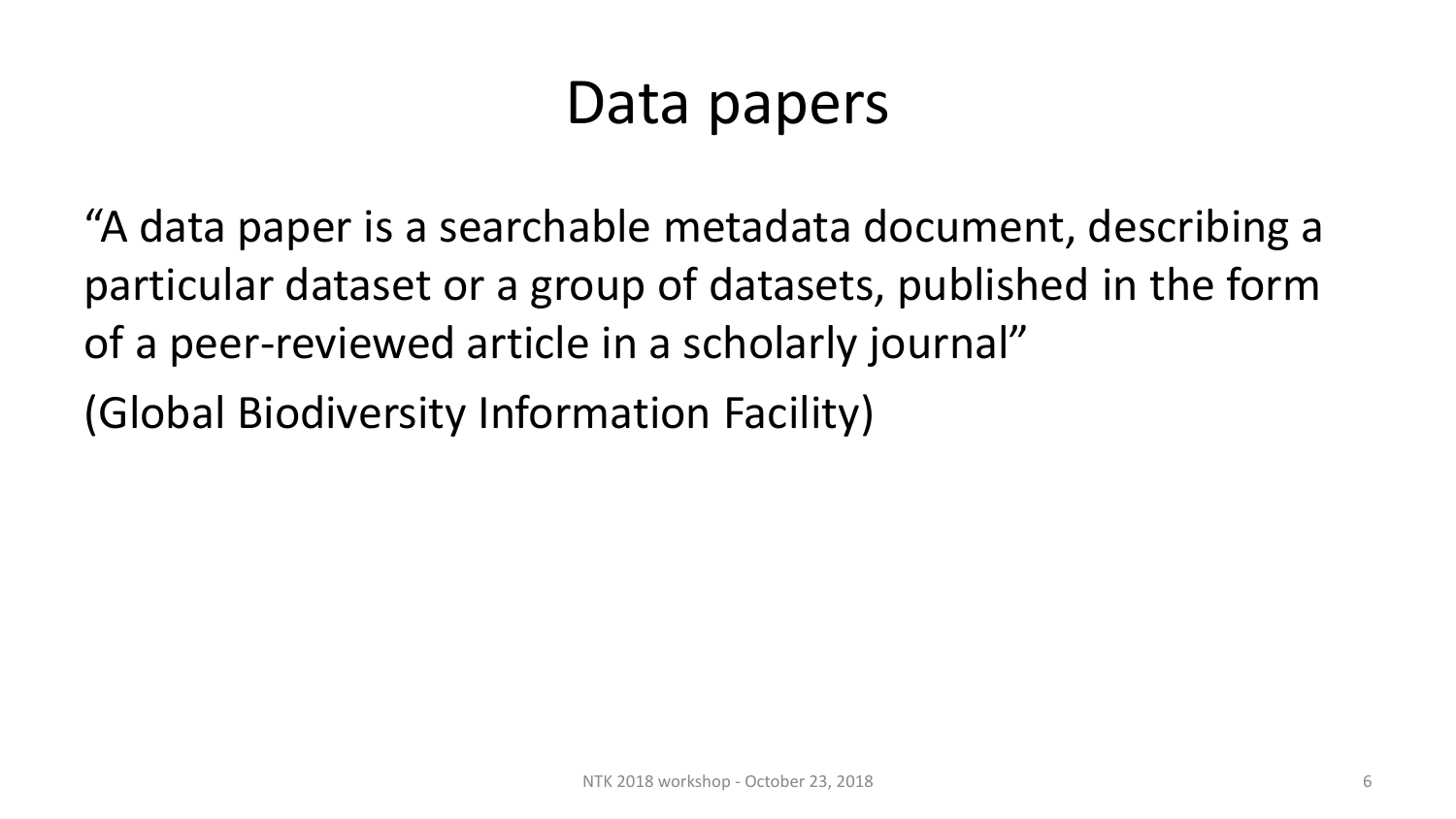# Data papers

“A data paper is a searchable metadata document, describing a particular dataset or a group of datasets, published in the form of a peer-reviewed article in a scholarly journal”

(Global Biodiversity Information Facility)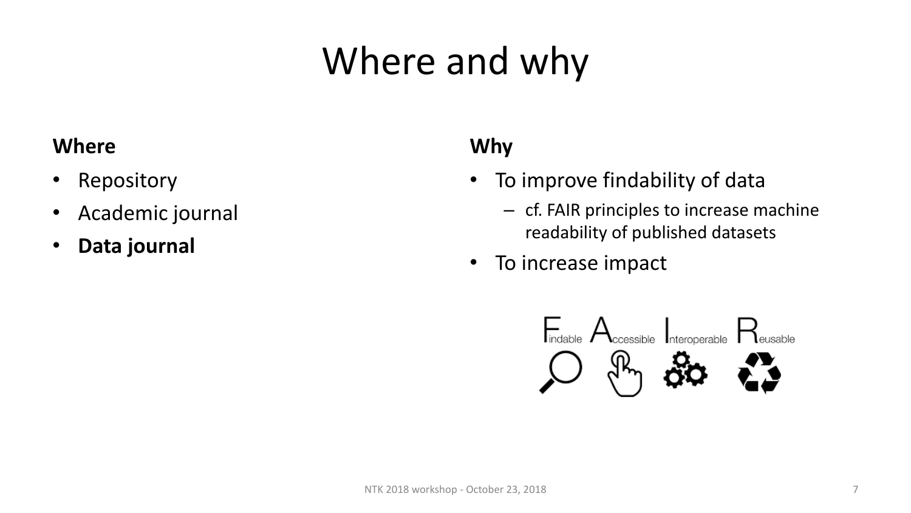# Where and why

**Where**

- Repository
- Academic journal
- **Data journal**

**Why**

- To improve findability of data
  - cf. FAIR principles to increase machine readability of published datasets
- To increase impact

Findable Accessible Interoperable Reusable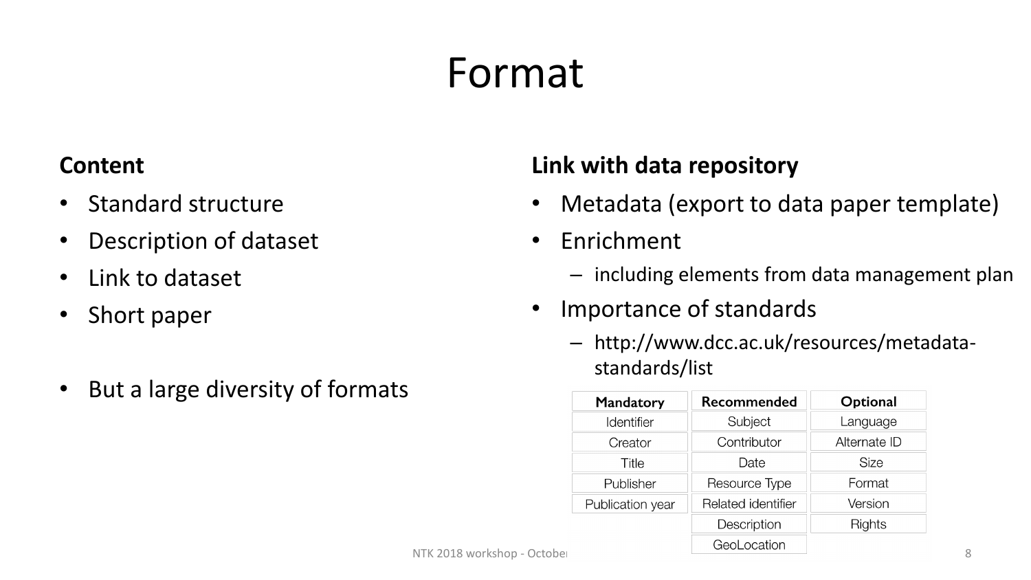# Format

**Content**

- Standard structure
- Description of dataset
- Link to dataset
- Short paper

- But a large diversity of formats

**Link with data repository**

- Metadata (export to data paper template)
- Enrichment
  - including elements from data management plan
- Importance of standards
  - http://www.dcc.ac.uk/resources/metadata-standards/list

| Mandatory | Recommended | Optional |
|---|---|---|
| Identifier | Subject | Language |
| Creator | Contributor | Alternate ID |
| Title | Date | Size |
| Publisher | Resource Type | Format |
| Publication year | Related identifier | Version |
| | Description | Rights |
| | GeoLocation | |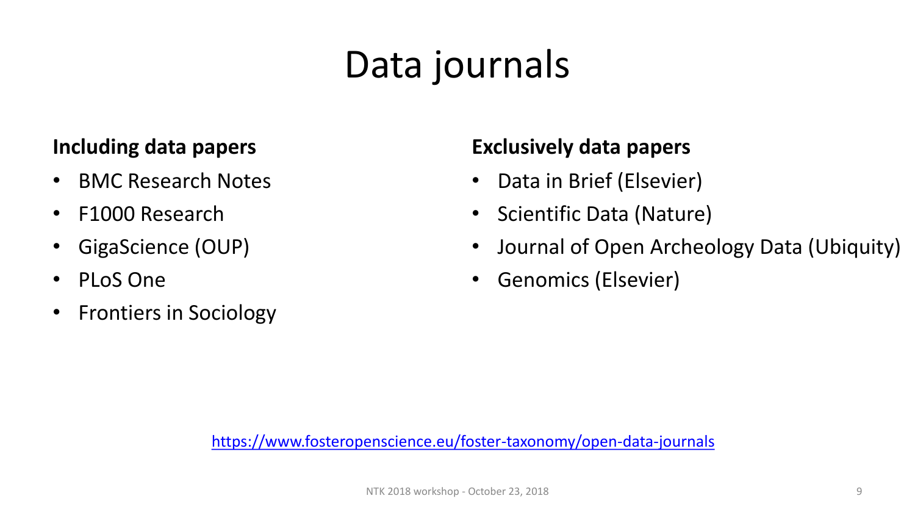# Data journals

**Including data papers**

- BMC Research Notes
- F1000 Research
- GigaScience (OUP)
- PLoS One
- Frontiers in Sociology

**Exclusively data papers**

- Data in Brief (Elsevier)
- Scientific Data (Nature)
- Journal of Open Archeology Data (Ubiquity)
- Genomics (Elsevier)

https://www.fosteropenscience.eu/foster-taxonomy/open-data-journals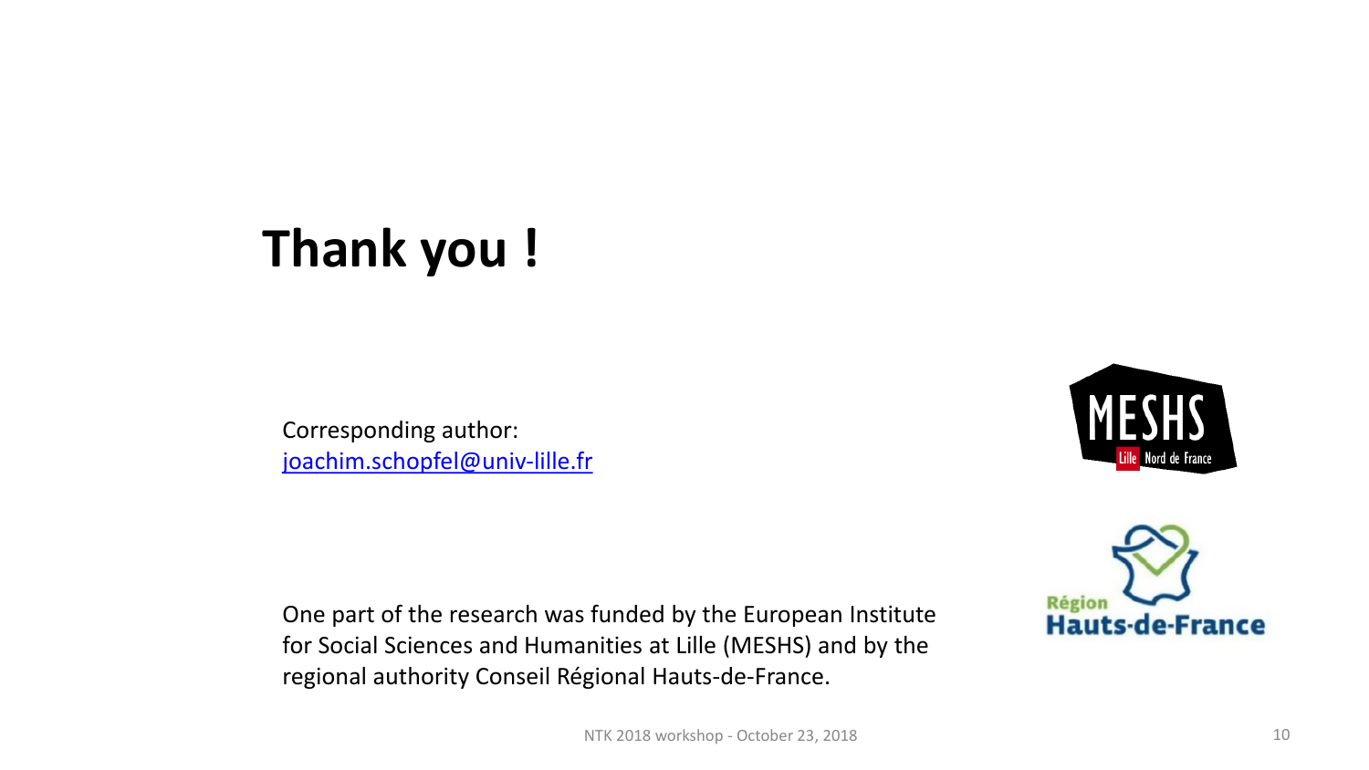# Thank you !

Corresponding author:
joachim.schopfel@univ-lille.fr

One part of the research was funded by the European Institute for Social Sciences and Humanities at Lille (MESHS) and by the regional authority Conseil Régional Hauts-de-France.